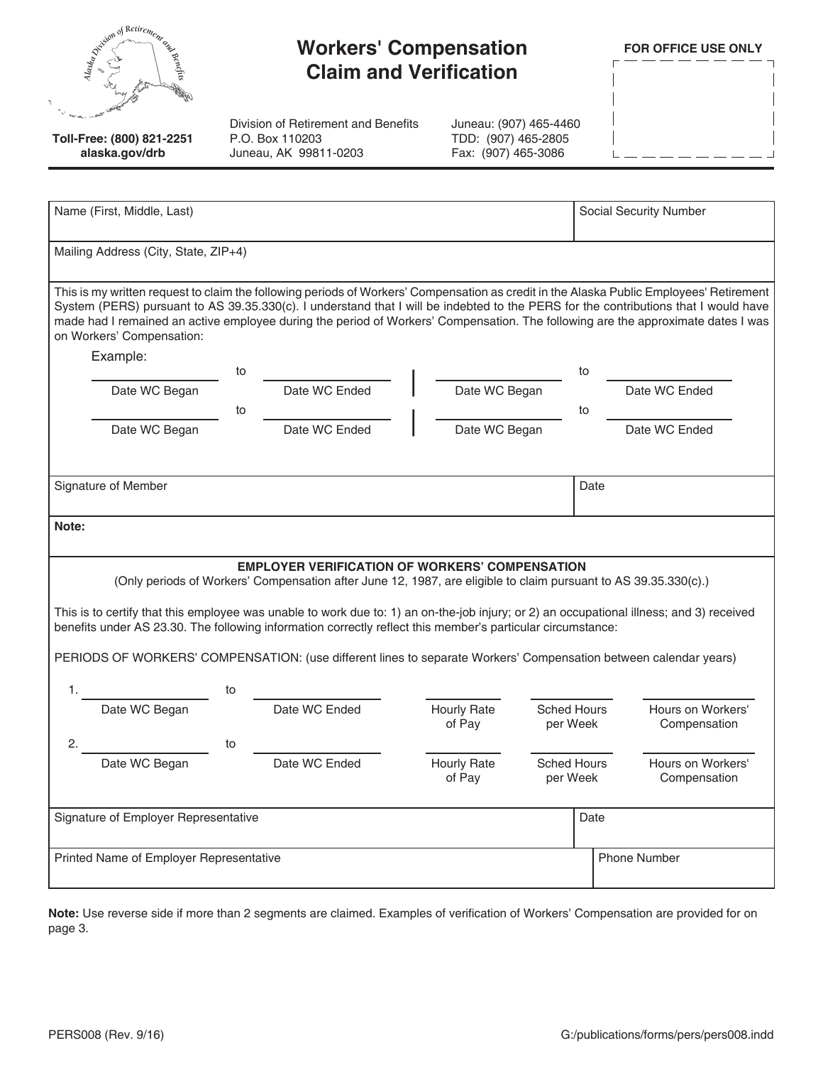# Workers' Compensation Claim and Verification

**Toll-Free: (800) 821-2251**
**alaska.gov/drb**

Division of Retirement and Benefits
P.O. Box 110203
Juneau, AK 99811-0203

Juneau: (907) 465-4460
TDD: (907) 465-2805
Fax: (907) 465-3086

**FOR OFFICE USE ONLY**

| Name (First, Middle, Last) | Social Security Number |
|---|---|
| | |

Mailing Address (City, State, ZIP+4)

This is my written request to claim the following periods of Workers' Compensation as credit in the Alaska Public Employees' Retirement System (PERS) pursuant to AS 39.35.330(c). I understand that I will be indebted to the PERS for the contributions that I would have made had I remained an active employee during the period of Workers' Compensation. The following are the approximate dates I was on Workers' Compensation:

Example:

| Date WC Began | to | Date WC Ended | Date WC Began | to | Date WC Ended |
|---|---|---|---|---|---|
| | to | | | to | |
| | to | | | to | |

| Signature of Member | Date |
|---|---|
| | |

**Note:**

**EMPLOYER VERIFICATION OF WORKERS' COMPENSATION**

(Only periods of Workers' Compensation after June 12, 1987, are eligible to claim pursuant to AS 39.35.330(c).)

This is to certify that this employee was unable to work due to: 1) an on-the-job injury; or 2) an occupational illness; and 3) received benefits under AS 23.30. The following information correctly reflect this member's particular circumstance:

PERIODS OF WORKERS' COMPENSATION: (use different lines to separate Workers' Compensation between calendar years)

| | Date WC Began | to | Date WC Ended | Hourly Rate of Pay | Sched Hours per Week | Hours on Workers' Compensation |
|---|---|---|---|---|---|---|
| 1. | | to | | | | |
| 2. | | to | | | | |

| Signature of Employer Representative | Date |
|---|---|
| | |

| Printed Name of Employer Representative | Phone Number |
|---|---|
| | |

**Note:** Use reverse side if more than 2 segments are claimed. Examples of verification of Workers' Compensation are provided for on page 3.

PERS008 (Rev. 9/16) G:/publications/forms/pers/pers008.indd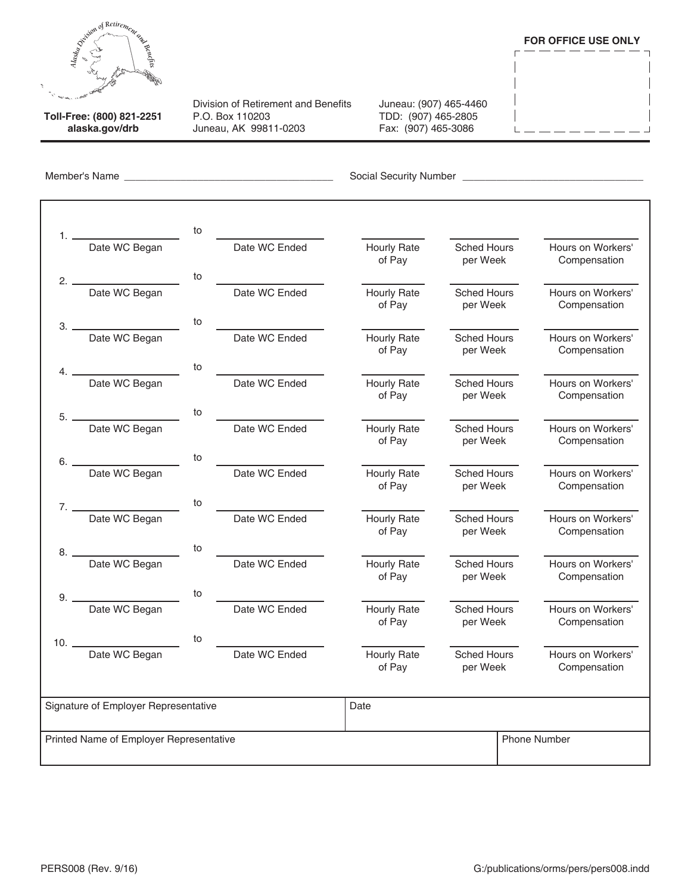Toll-Free: (800) 821-2251
alaska.gov/drb

Division of Retirement and Benefits
P.O. Box 110203
Juneau, AK 99811-0203

Juneau: (907) 465-4460
TDD: (907) 465-2805
Fax: (907) 465-3086

**FOR OFFICE USE ONLY**

Member's Name ____________________ Social Security Number ____________________

| | Date WC Began | | Date WC Ended | Hourly Rate of Pay | Sched Hours per Week | Hours on Workers' Compensation |
|---|---|---|---|---|---|---|
| 1. | | to | | | | |
| 2. | | to | | | | |
| 3. | | to | | | | |
| 4. | | to | | | | |
| 5. | | to | | | | |
| 6. | | to | | | | |
| 7. | | to | | | | |
| 8. | | to | | | | |
| 9. | | to | | | | |
| 10. | | to | | | | |

| Signature of Employer Representative | Date |
|---|---|
| | |

| Printed Name of Employer Representative | Phone Number |
|---|---|
| | |

PERS008 (Rev. 9/16) G:/publications/orms/pers/pers008.indd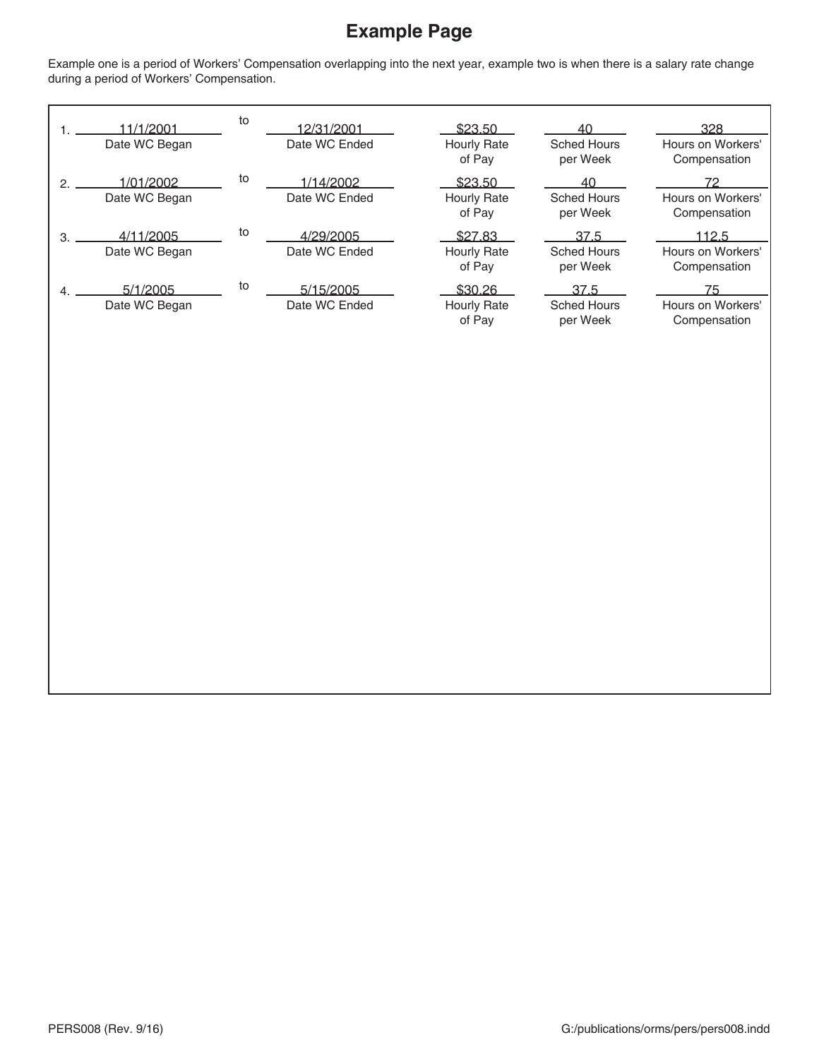# Example Page

Example one is a period of Workers' Compensation overlapping into the next year, example two is when there is a salary rate change during a period of Workers' Compensation.

| | Date WC Began | | Date WC Ended | Hourly Rate of Pay | Sched Hours per Week | Hours on Workers' Compensation |
|---|---|---|---|---|---|---|
| 1. | 11/1/2001 | to | 12/31/2001 | $23.50 | 40 | 328 |
| 2. | 1/01/2002 | to | 1/14/2002 | $23.50 | 40 | 72 |
| 3. | 4/11/2005 | to | 4/29/2005 | $27.83 | 37.5 | 112.5 |
| 4. | 5/1/2005 | to | 5/15/2005 | $30.26 | 37.5 | 75 |

PERS008 (Rev. 9/16)

G:/publications/orms/pers/pers008.indd